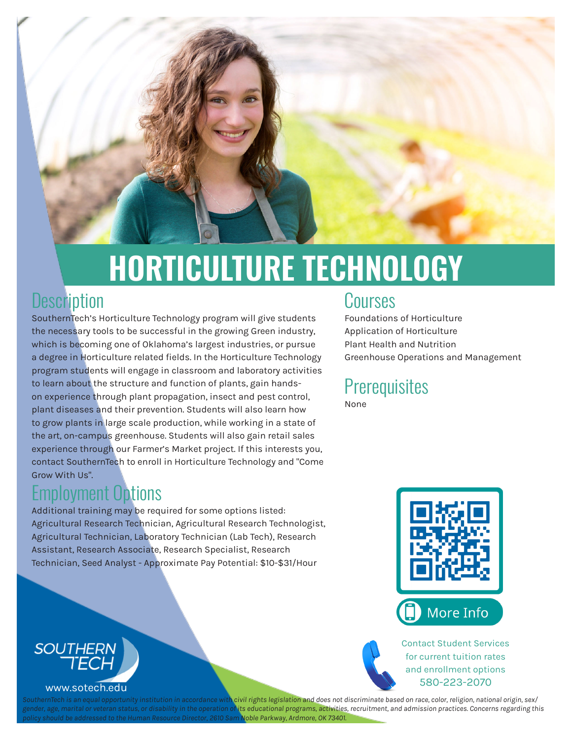# HORTICULTURE TECHNOLOGY

## Description

SouthernTech's Horticulture Technology program will give students the necessary tools to be successful in the growing Green industry, which is becoming one of Oklahoma's largest industries, or pursue a degree in Horticulture related fields. In the Horticulture Technology program students will engage in classroom and laboratory activities to learn about the structure and function of plants, gain hands-on experience through plant propagation, insect and pest control, plant diseases and their prevention. Students will also learn how to grow plants in large scale production, while working in a state of the art, on-campus greenhouse. Students will also gain retail sales experience through our Farmer's Market project. If this interests you, contact SouthernTech to enroll in Horticulture Technology and "Come Grow With Us".

## Employment Options

Additional training may be required for some options listed: Agricultural Research Technician, Agricultural Research Technologist, Agricultural Technician, Laboratory Technician (Lab Tech), Research Assistant, Research Associate, Research Specialist, Research Technician, Seed Analyst - Approximate Pay Potential: $10-$31/Hour

## Courses

Foundations of Horticulture
Application of Horticulture
Plant Health and Nutrition
Greenhouse Operations and Management

## Prerequisites

None

More Info

Contact Student Services for current tuition rates and enrollment options
580-223-2070

SOUTHERN TECH
www.sotech.edu

*SouthernTech is an equal opportunity institution in accordance with civil rights legislation and does not discriminate based on race, color, religion, national origin, sex/gender, age, marital or veteran status, or disability in the operation of its educational programs, activities, recruitment, and admission practices. Concerns regarding this policy should be addressed to the Human Resource Director, 2610 Sam Noble Parkway, Ardmore, OK 73401.*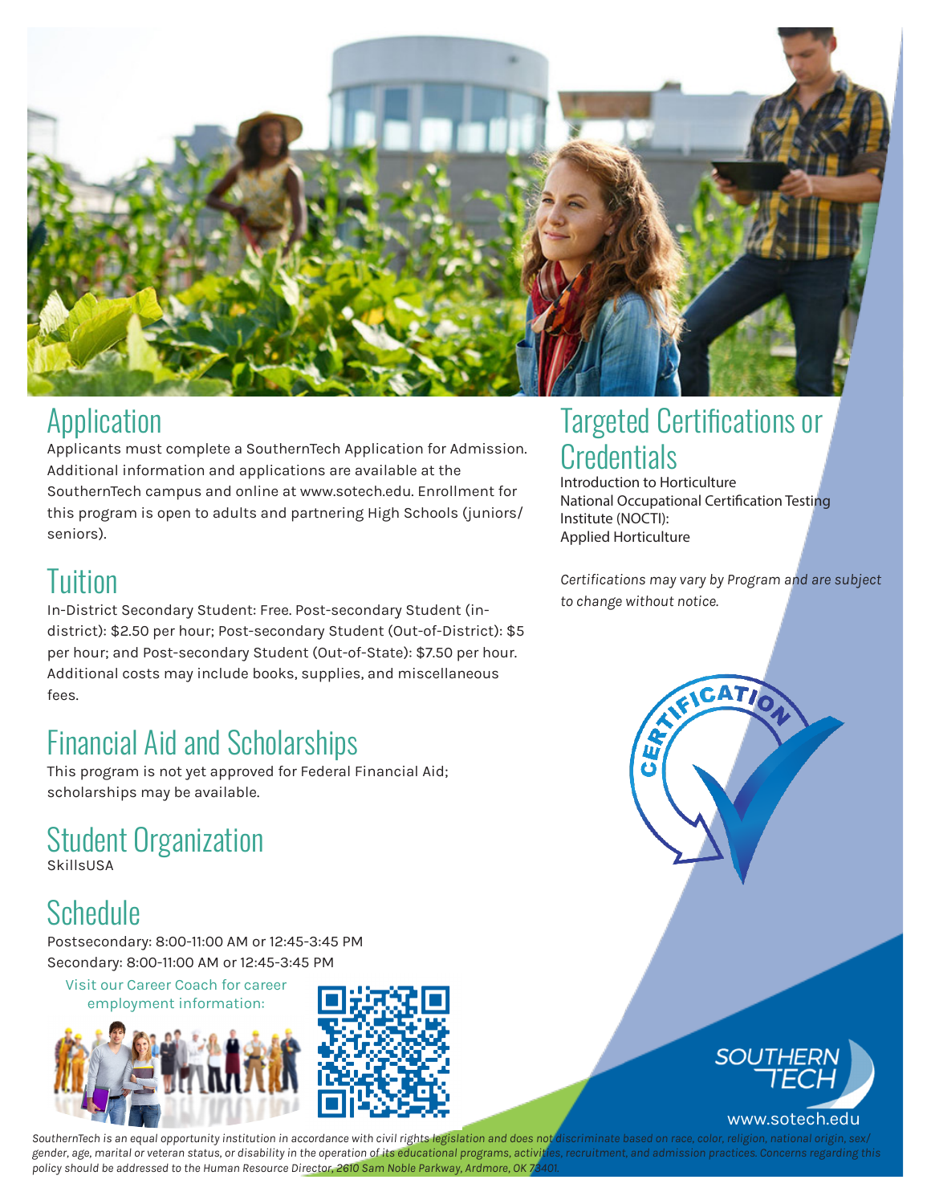## Application

Applicants must complete a SouthernTech Application for Admission. Additional information and applications are available at the SouthernTech campus and online at www.sotech.edu. Enrollment for this program is open to adults and partnering High Schools (juniors/seniors).

## Tuition

In-District Secondary Student: Free. Post-secondary Student (in-district): $2.50 per hour; Post-secondary Student (Out-of-District): $5 per hour; and Post-secondary Student (Out-of-State): $7.50 per hour. Additional costs may include books, supplies, and miscellaneous fees.

## Financial Aid and Scholarships

This program is not yet approved for Federal Financial Aid; scholarships may be available.

## Student Organization

SkillsUSA

## Schedule

Postsecondary: 8:00-11:00 AM or 12:45-3:45 PM
Secondary: 8:00-11:00 AM or 12:45-3:45 PM

Visit our Career Coach for career employment information:

## Targeted Certifications or Credentials

Introduction to Horticulture
National Occupational Certification Testing Institute (NOCTI):
Applied Horticulture

*Certifications may vary by Program and are subject to change without notice.*

CERTIFICATION

SOUTHERN TECH

www.sotech.edu

*SouthernTech is an equal opportunity institution in accordance with civil rights legislation and does not discriminate based on race, color, religion, national origin, sex/gender, age, marital or veteran status, or disability in the operation of its educational programs, activities, recruitment, and admission practices. Concerns regarding this policy should be addressed to the Human Resource Director, 2610 Sam Noble Parkway, Ardmore, OK 73401.*